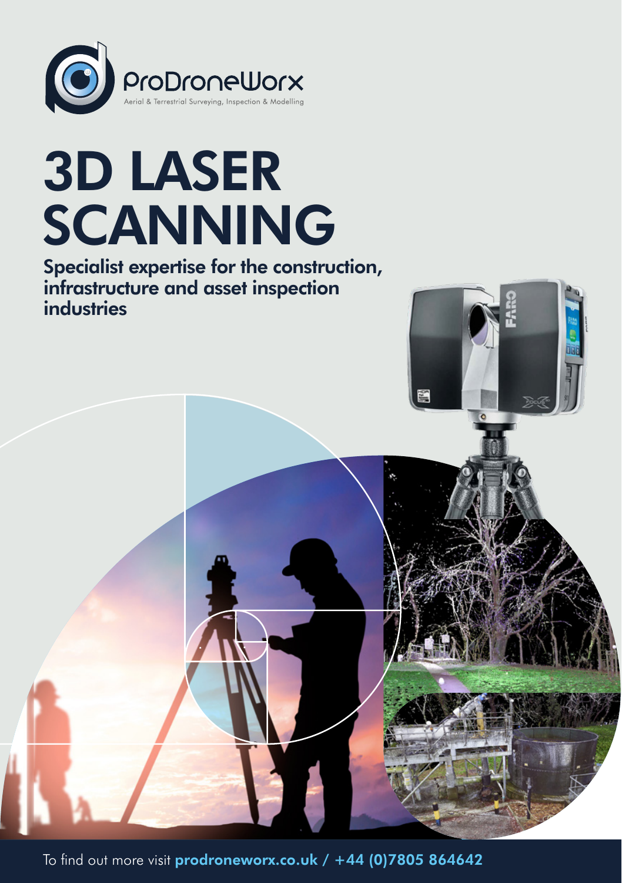ProDroneWorx

Aerial & Terrestrial Surveying, Inspection & Modelling

# 3D LASER SCANNING

**Specialist expertise for the construction, infrastructure and asset inspection industries**

To find out more visit **prodroneworx.co.uk / +44 (0)7805 864642**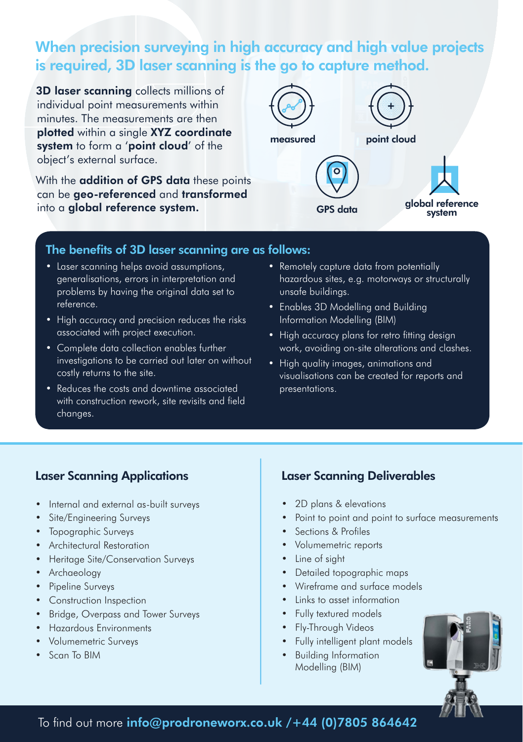## When precision surveying in high accuracy and high value projects is required, 3D laser scanning is the go to capture method.

**3D laser scanning** collects millions of individual point measurements within minutes. The measurements are then **plotted** within a single **XYZ coordinate system** to form a '**point cloud**' of the object's external surface.

With the **addition of GPS data** these points can be **geo-referenced** and **transformed** into a **global reference system.**

measured

point cloud

GPS data

global reference system

### The benefits of 3D laser scanning are as follows:

- Laser scanning helps avoid assumptions, generalisations, errors in interpretation and problems by having the original data set to reference.
- High accuracy and precision reduces the risks associated with project execution.
- Complete data collection enables further investigations to be carried out later on without costly returns to the site.
- Reduces the costs and downtime associated with construction rework, site revisits and field changes.
- Remotely capture data from potentially hazardous sites, e.g. motorways or structurally unsafe buildings.
- Enables 3D Modelling and Building Information Modelling (BIM)
- High accuracy plans for retro fitting design work, avoiding on-site alterations and clashes.
- High quality images, animations and visualisations can be created for reports and presentations.

### Laser Scanning Applications

- Internal and external as-built surveys
- Site/Engineering Surveys
- Topographic Surveys
- Architectural Restoration
- Heritage Site/Conservation Surveys
- Archaeology
- Pipeline Surveys
- Construction Inspection
- Bridge, Overpass and Tower Surveys
- Hazardous Environments
- Volumemetric Surveys
- Scan To BIM

### Laser Scanning Deliverables

- 2D plans & elevations
- Point to point and point to surface measurements
- Sections & Profiles
- Volumemetric reports
- Line of sight
- Detailed topographic maps
- Wireframe and surface models
- Links to asset information
- Fully textured models
- Fly-Through Videos
- Fully intelligent plant models
- Building Information Modelling (BIM)

To find out more **info@prodroneworx.co.uk /+44 (0)7805 864642**